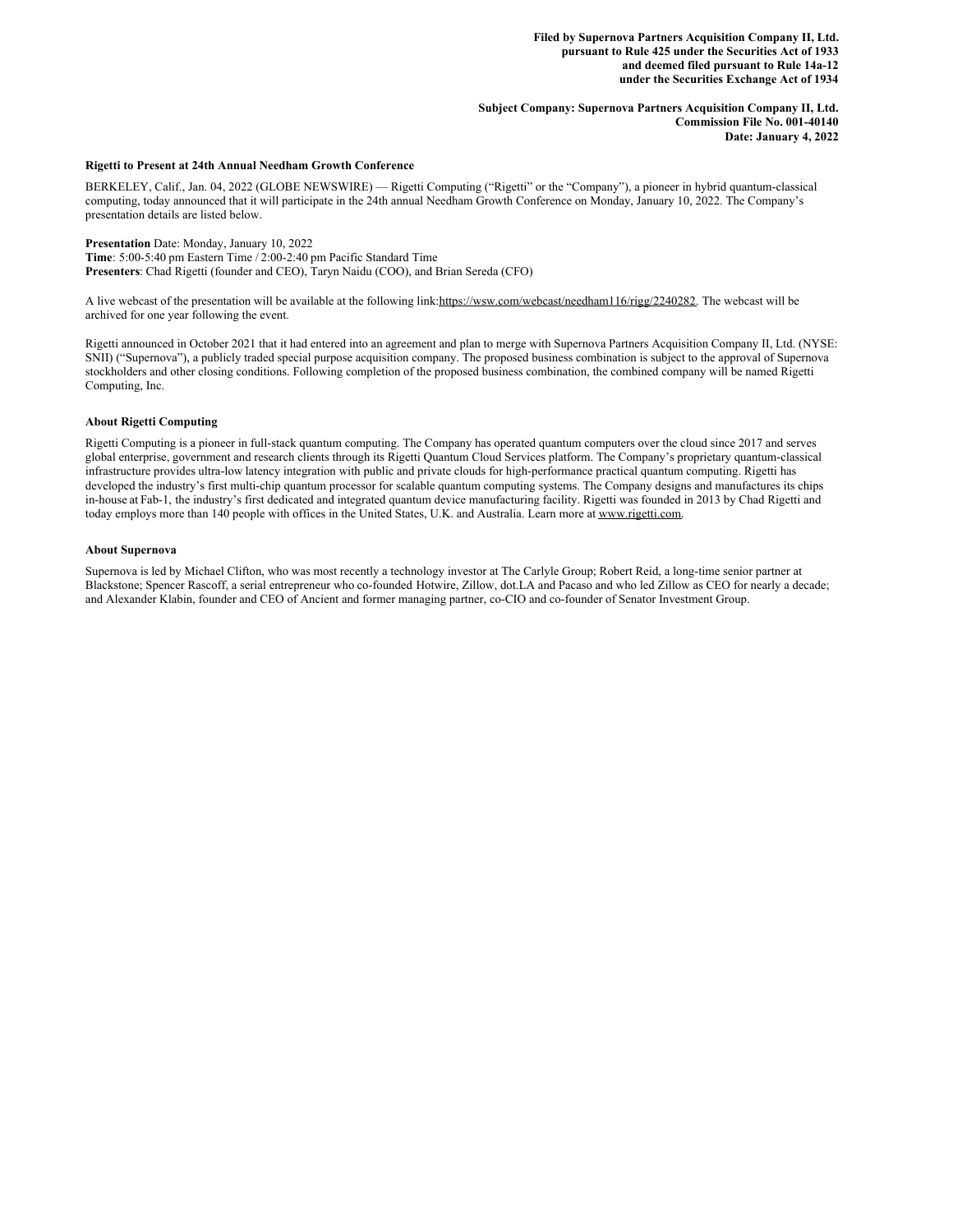**Filed by Supernova Partners Acquisition Company II, Ltd.**
**pursuant to Rule 425 under the Securities Act of 1933**
**and deemed filed pursuant to Rule 14a-12**
**under the Securities Exchange Act of 1934**

**Subject Company: Supernova Partners Acquisition Company II, Ltd.**
**Commission File No. 001-40140**
**Date: January 4, 2022**

**Rigetti to Present at 24th Annual Needham Growth Conference**

BERKELEY, Calif., Jan. 04, 2022 (GLOBE NEWSWIRE) — Rigetti Computing ("Rigetti" or the "Company"), a pioneer in hybrid quantum-classical computing, today announced that it will participate in the 24th annual Needham Growth Conference on Monday, January 10, 2022. The Company's presentation details are listed below.

**Presentation** Date: Monday, January 10, 2022
**Time**: 5:00-5:40 pm Eastern Time / 2:00-2:40 pm Pacific Standard Time
**Presenters**: Chad Rigetti (founder and CEO), Taryn Naidu (COO), and Brian Sereda (CFO)

A live webcast of the presentation will be available at the following link:https://wsw.com/webcast/needham116/rigg/2240282. The webcast will be archived for one year following the event.

Rigetti announced in October 2021 that it had entered into an agreement and plan to merge with Supernova Partners Acquisition Company II, Ltd. (NYSE: SNII) ("Supernova"), a publicly traded special purpose acquisition company. The proposed business combination is subject to the approval of Supernova stockholders and other closing conditions. Following completion of the proposed business combination, the combined company will be named Rigetti Computing, Inc.

**About Rigetti Computing**

Rigetti Computing is a pioneer in full-stack quantum computing. The Company has operated quantum computers over the cloud since 2017 and serves global enterprise, government and research clients through its Rigetti Quantum Cloud Services platform. The Company's proprietary quantum-classical infrastructure provides ultra-low latency integration with public and private clouds for high-performance practical quantum computing. Rigetti has developed the industry's first multi-chip quantum processor for scalable quantum computing systems. The Company designs and manufactures its chips in-house at Fab-1, the industry's first dedicated and integrated quantum device manufacturing facility. Rigetti was founded in 2013 by Chad Rigetti and today employs more than 140 people with offices in the United States, U.K. and Australia. Learn more at www.rigetti.com.

**About Supernova**

Supernova is led by Michael Clifton, who was most recently a technology investor at The Carlyle Group; Robert Reid, a long-time senior partner at Blackstone; Spencer Rascoff, a serial entrepreneur who co-founded Hotwire, Zillow, dot.LA and Pacaso and who led Zillow as CEO for nearly a decade; and Alexander Klabin, founder and CEO of Ancient and former managing partner, co-CIO and co-founder of Senator Investment Group.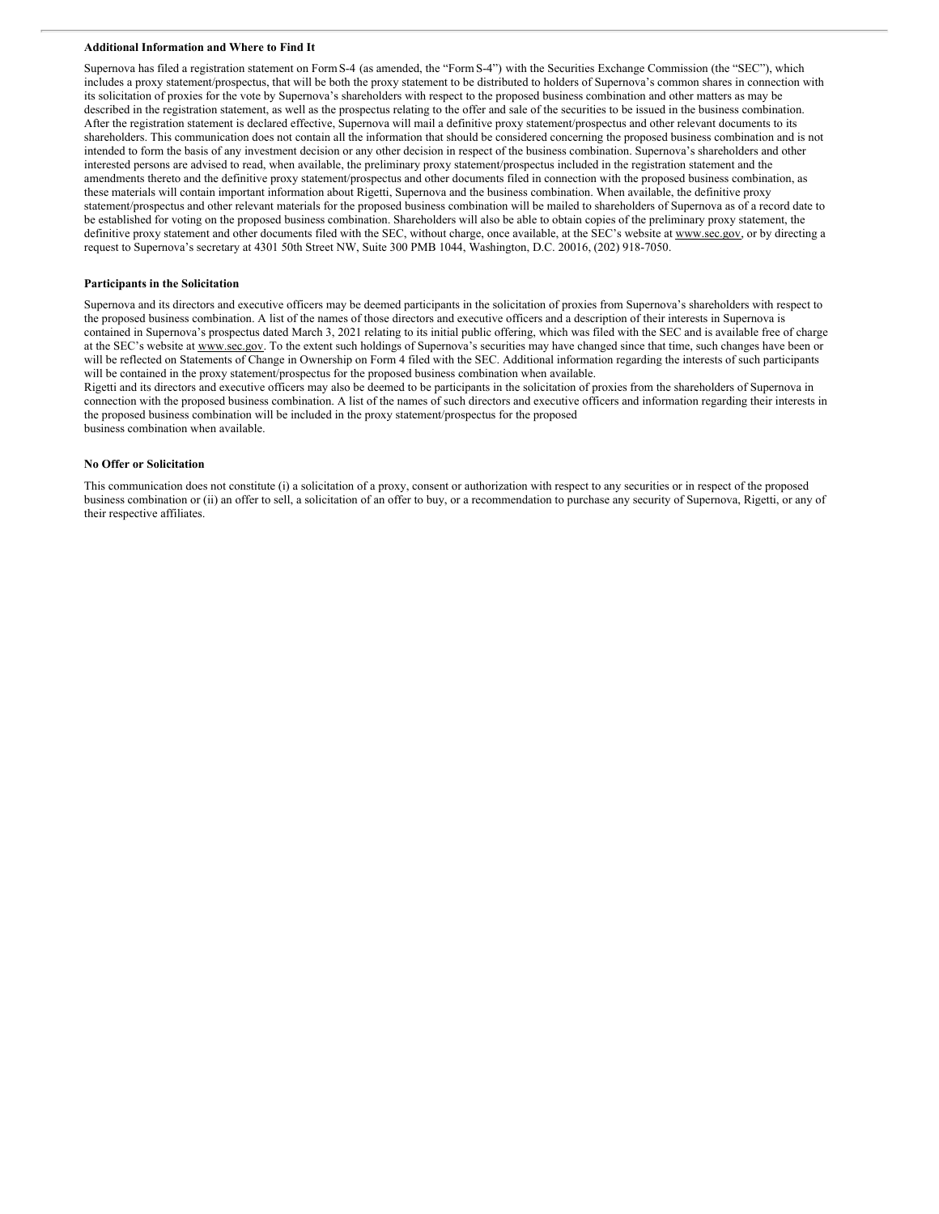**Additional Information and Where to Find It**

Supernova has filed a registration statement on Form S-4 (as amended, the "Form S-4") with the Securities Exchange Commission (the "SEC"), which includes a proxy statement/prospectus, that will be both the proxy statement to be distributed to holders of Supernova's common shares in connection with its solicitation of proxies for the vote by Supernova's shareholders with respect to the proposed business combination and other matters as may be described in the registration statement, as well as the prospectus relating to the offer and sale of the securities to be issued in the business combination. After the registration statement is declared effective, Supernova will mail a definitive proxy statement/prospectus and other relevant documents to its shareholders. This communication does not contain all the information that should be considered concerning the proposed business combination and is not intended to form the basis of any investment decision or any other decision in respect of the business combination. Supernova's shareholders and other interested persons are advised to read, when available, the preliminary proxy statement/prospectus included in the registration statement and the amendments thereto and the definitive proxy statement/prospectus and other documents filed in connection with the proposed business combination, as these materials will contain important information about Rigetti, Supernova and the business combination. When available, the definitive proxy statement/prospectus and other relevant materials for the proposed business combination will be mailed to shareholders of Supernova as of a record date to be established for voting on the proposed business combination. Shareholders will also be able to obtain copies of the preliminary proxy statement, the definitive proxy statement and other documents filed with the SEC, without charge, once available, at the SEC's website at www.sec.gov, or by directing a request to Supernova's secretary at 4301 50th Street NW, Suite 300 PMB 1044, Washington, D.C. 20016, (202) 918-7050.

**Participants in the Solicitation**

Supernova and its directors and executive officers may be deemed participants in the solicitation of proxies from Supernova's shareholders with respect to the proposed business combination. A list of the names of those directors and executive officers and a description of their interests in Supernova is contained in Supernova's prospectus dated March 3, 2021 relating to its initial public offering, which was filed with the SEC and is available free of charge at the SEC's website at www.sec.gov. To the extent such holdings of Supernova's securities may have changed since that time, such changes have been or will be reflected on Statements of Change in Ownership on Form 4 filed with the SEC. Additional information regarding the interests of such participants will be contained in the proxy statement/prospectus for the proposed business combination when available.

Rigetti and its directors and executive officers may also be deemed to be participants in the solicitation of proxies from the shareholders of Supernova in connection with the proposed business combination. A list of the names of such directors and executive officers and information regarding their interests in the proposed business combination will be included in the proxy statement/prospectus for the proposed business combination when available.

**No Offer or Solicitation**

This communication does not constitute (i) a solicitation of a proxy, consent or authorization with respect to any securities or in respect of the proposed business combination or (ii) an offer to sell, a solicitation of an offer to buy, or a recommendation to purchase any security of Supernova, Rigetti, or any of their respective affiliates.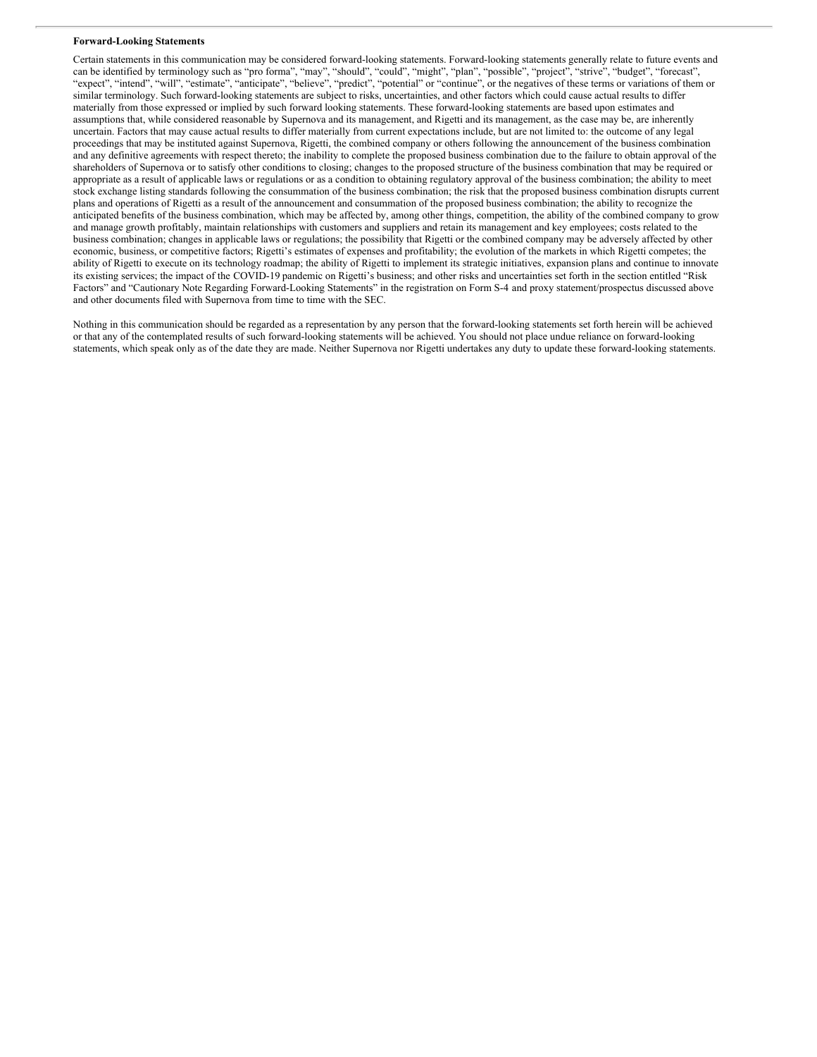**Forward-Looking Statements**

Certain statements in this communication may be considered forward-looking statements. Forward-looking statements generally relate to future events and can be identified by terminology such as "pro forma", "may", "should", "could", "might", "plan", "possible", "project", "strive", "budget", "forecast", "expect", "intend", "will", "estimate", "anticipate", "believe", "predict", "potential" or "continue", or the negatives of these terms or variations of them or similar terminology. Such forward-looking statements are subject to risks, uncertainties, and other factors which could cause actual results to differ materially from those expressed or implied by such forward looking statements. These forward-looking statements are based upon estimates and assumptions that, while considered reasonable by Supernova and its management, and Rigetti and its management, as the case may be, are inherently uncertain. Factors that may cause actual results to differ materially from current expectations include, but are not limited to: the outcome of any legal proceedings that may be instituted against Supernova, Rigetti, the combined company or others following the announcement of the business combination and any definitive agreements with respect thereto; the inability to complete the proposed business combination due to the failure to obtain approval of the shareholders of Supernova or to satisfy other conditions to closing; changes to the proposed structure of the business combination that may be required or appropriate as a result of applicable laws or regulations or as a condition to obtaining regulatory approval of the business combination; the ability to meet stock exchange listing standards following the consummation of the business combination; the risk that the proposed business combination disrupts current plans and operations of Rigetti as a result of the announcement and consummation of the proposed business combination; the ability to recognize the anticipated benefits of the business combination, which may be affected by, among other things, competition, the ability of the combined company to grow and manage growth profitably, maintain relationships with customers and suppliers and retain its management and key employees; costs related to the business combination; changes in applicable laws or regulations; the possibility that Rigetti or the combined company may be adversely affected by other economic, business, or competitive factors; Rigetti's estimates of expenses and profitability; the evolution of the markets in which Rigetti competes; the ability of Rigetti to execute on its technology roadmap; the ability of Rigetti to implement its strategic initiatives, expansion plans and continue to innovate its existing services; the impact of the COVID-19 pandemic on Rigetti's business; and other risks and uncertainties set forth in the section entitled "Risk Factors" and "Cautionary Note Regarding Forward-Looking Statements" in the registration on Form S-4 and proxy statement/prospectus discussed above and other documents filed with Supernova from time to time with the SEC.

Nothing in this communication should be regarded as a representation by any person that the forward-looking statements set forth herein will be achieved or that any of the contemplated results of such forward-looking statements will be achieved. You should not place undue reliance on forward-looking statements, which speak only as of the date they are made. Neither Supernova nor Rigetti undertakes any duty to update these forward-looking statements.